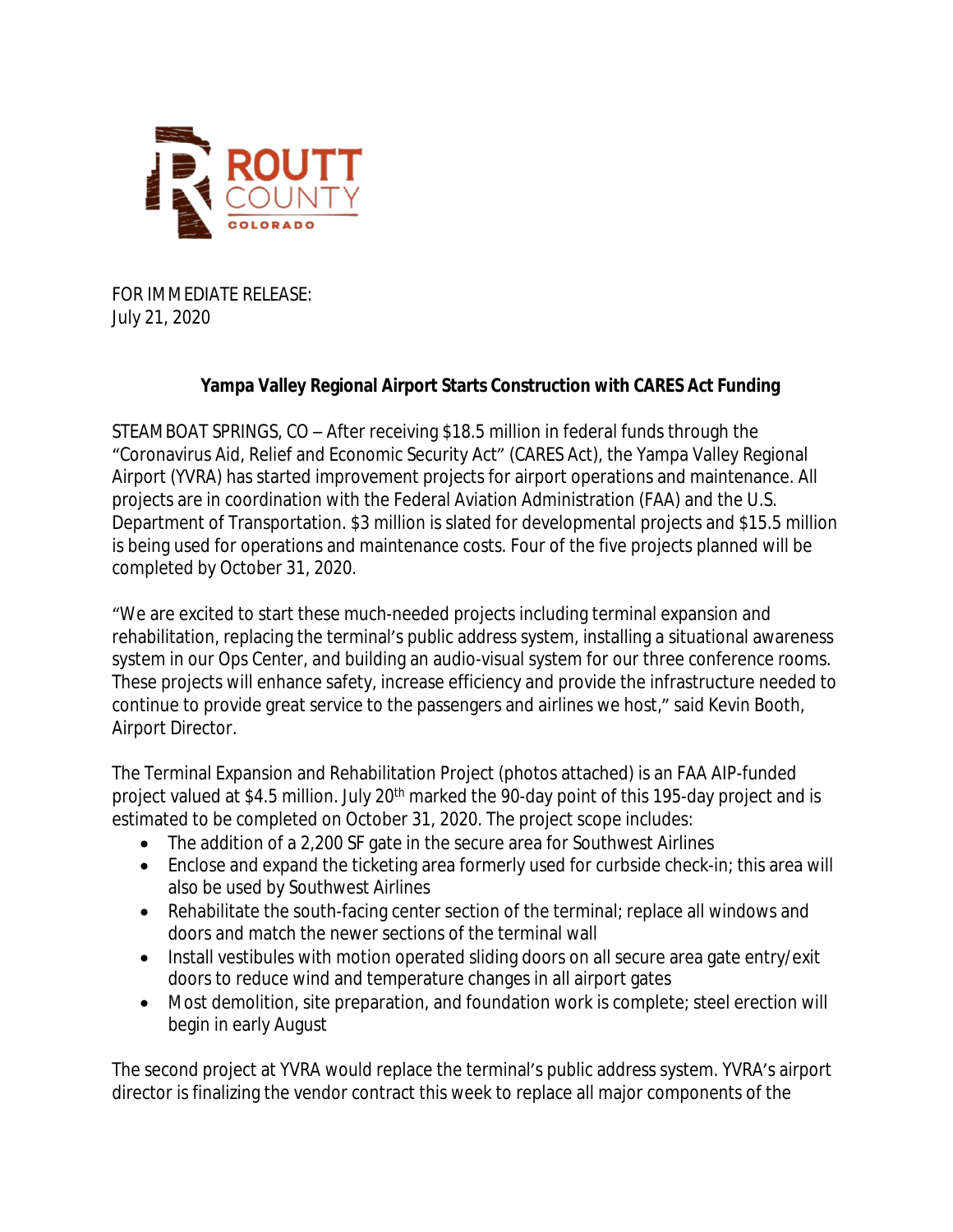ROUTT COUNTY
COLORADO

FOR IMMEDIATE RELEASE:
July 21, 2020

## Yampa Valley Regional Airport Starts Construction with CARES Act Funding

STEAMBOAT SPRINGS, CO – After receiving $18.5 million in federal funds through the "Coronavirus Aid, Relief and Economic Security Act" (CARES Act), the Yampa Valley Regional Airport (YVRA) has started improvement projects for airport operations and maintenance. All projects are in coordination with the Federal Aviation Administration (FAA) and the U.S. Department of Transportation. $3 million is slated for developmental projects and $15.5 million is being used for operations and maintenance costs. Four of the five projects planned will be completed by October 31, 2020.

"We are excited to start these much-needed projects including terminal expansion and rehabilitation, replacing the terminal's public address system, installing a situational awareness system in our Ops Center, and building an audio-visual system for our three conference rooms. These projects will enhance safety, increase efficiency and provide the infrastructure needed to continue to provide great service to the passengers and airlines we host," said Kevin Booth, Airport Director.

The Terminal Expansion and Rehabilitation Project (photos attached) is an FAA AIP-funded project valued at $4.5 million. July 20th marked the 90-day point of this 195-day project and is estimated to be completed on October 31, 2020. The project scope includes:

- The addition of a 2,200 SF gate in the secure area for Southwest Airlines
- Enclose and expand the ticketing area formerly used for curbside check-in; this area will also be used by Southwest Airlines
- Rehabilitate the south-facing center section of the terminal; replace all windows and doors and match the newer sections of the terminal wall
- Install vestibules with motion operated sliding doors on all secure area gate entry/exit doors to reduce wind and temperature changes in all airport gates
- Most demolition, site preparation, and foundation work is complete; steel erection will begin in early August

The second project at YVRA would replace the terminal's public address system. YVRA's airport director is finalizing the vendor contract this week to replace all major components of the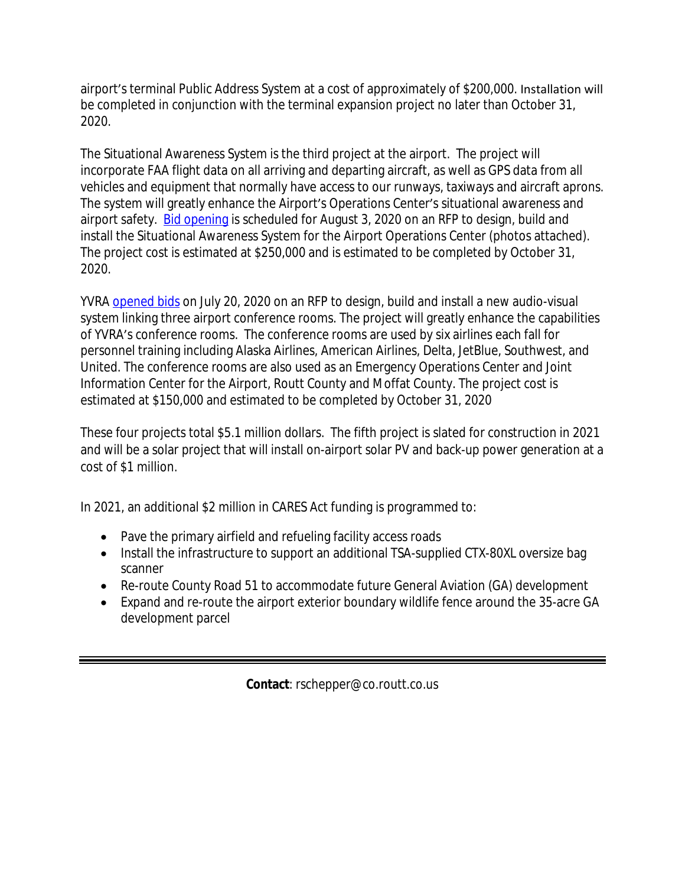airport's terminal Public Address System at a cost of approximately of $200,000. Installation will be completed in conjunction with the terminal expansion project no later than October 31, 2020.

The Situational Awareness System is the third project at the airport. The project will incorporate FAA flight data on all arriving and departing aircraft, as well as GPS data from all vehicles and equipment that normally have access to our runways, taxiways and aircraft aprons. The system will greatly enhance the Airport's Operations Center's situational awareness and airport safety. Bid opening is scheduled for August 3, 2020 on an RFP to design, build and install the Situational Awareness System for the Airport Operations Center (photos attached). The project cost is estimated at $250,000 and is estimated to be completed by October 31, 2020.

YVRA opened bids on July 20, 2020 on an RFP to design, build and install a new audio-visual system linking three airport conference rooms. The project will greatly enhance the capabilities of YVRA's conference rooms. The conference rooms are used by six airlines each fall for personnel training including Alaska Airlines, American Airlines, Delta, JetBlue, Southwest, and United. The conference rooms are also used as an Emergency Operations Center and Joint Information Center for the Airport, Routt County and Moffat County. The project cost is estimated at $150,000 and estimated to be completed by October 31, 2020

These four projects total $5.1 million dollars. The fifth project is slated for construction in 2021 and will be a solar project that will install on-airport solar PV and back-up power generation at a cost of $1 million.

In 2021, an additional $2 million in CARES Act funding is programmed to:

- Pave the primary airfield and refueling facility access roads
- Install the infrastructure to support an additional TSA-supplied CTX-80XL oversize bag scanner
- Re-route County Road 51 to accommodate future General Aviation (GA) development
- Expand and re-route the airport exterior boundary wildlife fence around the 35-acre GA development parcel

---

**Contact**: rschepper@co.routt.co.us